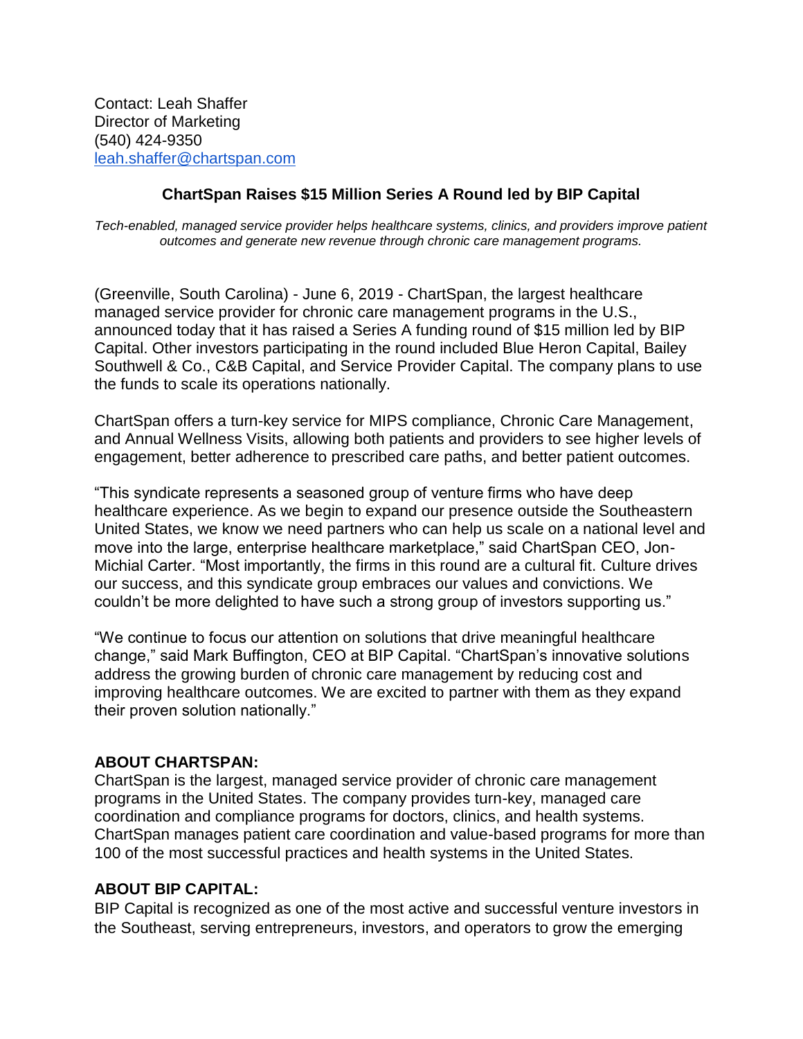Contact: Leah Shaffer
Director of Marketing
(540) 424-9350
leah.shaffer@chartspan.com

## ChartSpan Raises $15 Million Series A Round led by BIP Capital

*Tech-enabled, managed service provider helps healthcare systems, clinics, and providers improve patient outcomes and generate new revenue through chronic care management programs.*

(Greenville, South Carolina) - June 6, 2019 - ChartSpan, the largest healthcare managed service provider for chronic care management programs in the U.S., announced today that it has raised a Series A funding round of $15 million led by BIP Capital. Other investors participating in the round included Blue Heron Capital, Bailey Southwell & Co., C&B Capital, and Service Provider Capital. The company plans to use the funds to scale its operations nationally.

ChartSpan offers a turn-key service for MIPS compliance, Chronic Care Management, and Annual Wellness Visits, allowing both patients and providers to see higher levels of engagement, better adherence to prescribed care paths, and better patient outcomes.

"This syndicate represents a seasoned group of venture firms who have deep healthcare experience. As we begin to expand our presence outside the Southeastern United States, we know we need partners who can help us scale on a national level and move into the large, enterprise healthcare marketplace," said ChartSpan CEO, Jon-Michial Carter. "Most importantly, the firms in this round are a cultural fit. Culture drives our success, and this syndicate group embraces our values and convictions. We couldn't be more delighted to have such a strong group of investors supporting us."

"We continue to focus our attention on solutions that drive meaningful healthcare change," said Mark Buffington, CEO at BIP Capital. "ChartSpan's innovative solutions address the growing burden of chronic care management by reducing cost and improving healthcare outcomes. We are excited to partner with them as they expand their proven solution nationally."

### ABOUT CHARTSPAN:

ChartSpan is the largest, managed service provider of chronic care management programs in the United States. The company provides turn-key, managed care coordination and compliance programs for doctors, clinics, and health systems. ChartSpan manages patient care coordination and value-based programs for more than 100 of the most successful practices and health systems in the United States.

### ABOUT BIP CAPITAL:

BIP Capital is recognized as one of the most active and successful venture investors in the Southeast, serving entrepreneurs, investors, and operators to grow the emerging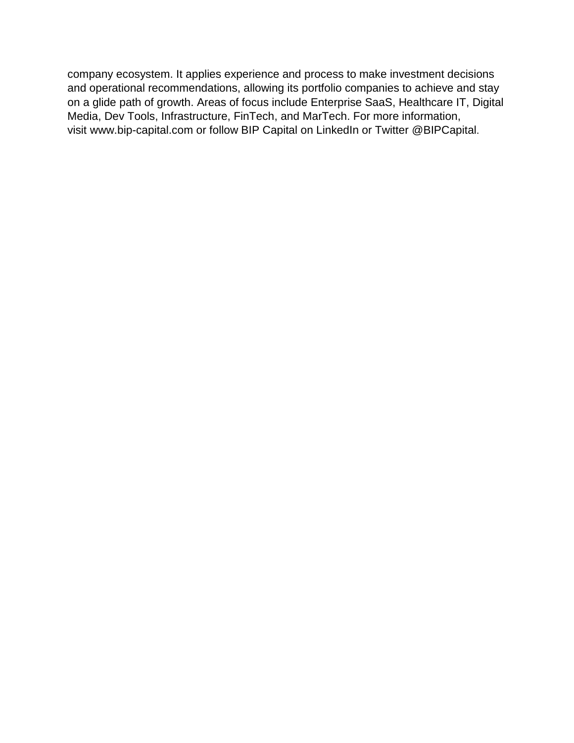company ecosystem. It applies experience and process to make investment decisions and operational recommendations, allowing its portfolio companies to achieve and stay on a glide path of growth. Areas of focus include Enterprise SaaS, Healthcare IT, Digital Media, Dev Tools, Infrastructure, FinTech, and MarTech. For more information, visit www.bip-capital.com or follow BIP Capital on LinkedIn or Twitter @BIPCapital.